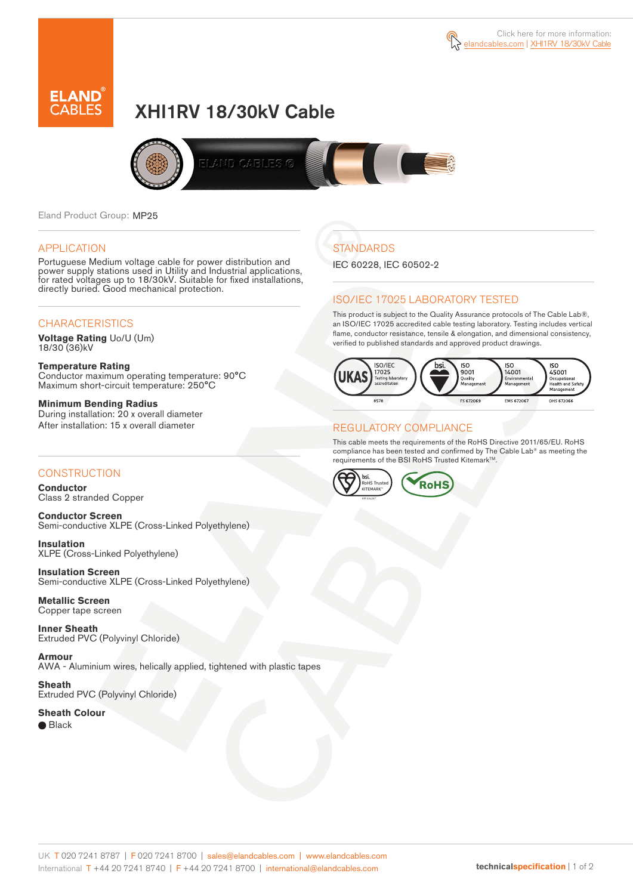Click here for more information: elandcables.com | XHI1RV 18/30kV Cable

# XHI1RV 18/30kV Cable

Eland Product Group: MP25

## APPLICATION

Portuguese Medium voltage cable for power distribution and power supply stations used in Utility and Industrial applications, for rated voltages up to 18/30kV. Suitable for fixed installations, directly buried. Good mechanical protection.

## CHARACTERISTICS

**Voltage Rating** Uo/U (Um)
18/30 (36)kV

**Temperature Rating**
Conductor maximum operating temperature: 90°C
Maximum short-circuit temperature: 250°C

**Minimum Bending Radius**
During installation: 20 x overall diameter
After installation: 15 x overall diameter

## CONSTRUCTION

**Conductor**
Class 2 stranded Copper

**Conductor Screen**
Semi-conductive XLPE (Cross-Linked Polyethylene)

**Insulation**
XLPE (Cross-Linked Polyethylene)

**Insulation Screen**
Semi-conductive XLPE (Cross-Linked Polyethylene)

**Metallic Screen**
Copper tape screen

**Inner Sheath**
Extruded PVC (Polyvinyl Chloride)

**Armour**
AWA - Aluminium wires, helically applied, tightened with plastic tapes

**Sheath**
Extruded PVC (Polyvinyl Chloride)

**Sheath Colour**
● Black

## STANDARDS

IEC 60228, IEC 60502-2

## ISO/IEC 17025 LABORATORY TESTED

This product is subject to the Quality Assurance protocols of The Cable Lab®, an ISO/IEC 17025 accredited cable testing laboratory. Testing includes vertical flame, conductor resistance, tensile & elongation, and dimensional consistency, verified to published standards and approved product drawings.

UKAS ISO/IEC 17025 Testing laboratory accreditation 8578 | bsi. ISO 9001 Quality Management FS 672069 | ISO 14001 Environmental Management EMS 672067 | ISO 45001 Occupational Health and Safety Management OHS 672066

## REGULATORY COMPLIANCE

This cable meets the requirements of the RoHS Directive 2011/65/EU. RoHS compliance has been tested and confirmed by The Cable Lab® as meeting the requirements of the BSI RoHS Trusted Kitemark™.

bsi. RoHS Trusted KITEMARK™ | RoHS

UK T 020 7241 8787 | F 020 7241 8700 | sales@elandcables.com | www.elandcables.com
International T +44 20 7241 8740 | F +44 20 7241 8700 | international@elandcables.com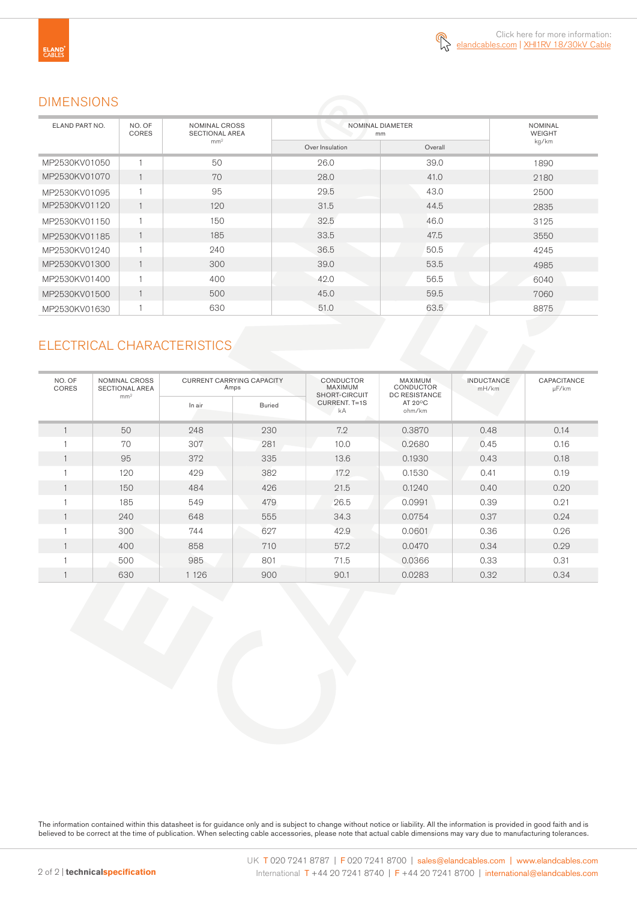Click here for more information: elandcables.com | XHI1RV 18/30kV Cable

## DIMENSIONS

| ELAND PART NO. | NO. OF CORES | NOMINAL CROSS SECTIONAL AREA mm² | NOMINAL DIAMETER mm | | NOMINAL WEIGHT kg/km |
|---|---|---|---|---|---|
| | | | Over Insulation | Overall | |
| MP2530KV01050 | 1 | 50 | 26.0 | 39.0 | 1890 |
| MP2530KV01070 | 1 | 70 | 28.0 | 41.0 | 2180 |
| MP2530KV01095 | 1 | 95 | 29.5 | 43.0 | 2500 |
| MP2530KV01120 | 1 | 120 | 31.5 | 44.5 | 2835 |
| MP2530KV01150 | 1 | 150 | 32.5 | 46.0 | 3125 |
| MP2530KV01185 | 1 | 185 | 33.5 | 47.5 | 3550 |
| MP2530KV01240 | 1 | 240 | 36.5 | 50.5 | 4245 |
| MP2530KV01300 | 1 | 300 | 39.0 | 53.5 | 4985 |
| MP2530KV01400 | 1 | 400 | 42.0 | 56.5 | 6040 |
| MP2530KV01500 | 1 | 500 | 45.0 | 59.5 | 7060 |
| MP2530KV01630 | 1 | 630 | 51.0 | 63.5 | 8875 |

## ELECTRICAL CHARACTERISTICS

| NO. OF CORES | NOMINAL CROSS SECTIONAL AREA mm² | CURRENT CARRYING CAPACITY Amps | | CONDUCTOR MAXIMUM SHORT-CIRCUIT CURRENT. T=1S kA | MAXIMUM CONDUCTOR DC RESISTANCE AT 20ºC ohm/km | INDUCTANCE mH/km | CAPACITANCE µF/km |
|---|---|---|---|---|---|---|---|
| | | In air | Buried | | | | |
| 1 | 50 | 248 | 230 | 7.2 | 0.3870 | 0.48 | 0.14 |
| 1 | 70 | 307 | 281 | 10.0 | 0.2680 | 0.45 | 0.16 |
| 1 | 95 | 372 | 335 | 13.6 | 0.1930 | 0.43 | 0.18 |
| 1 | 120 | 429 | 382 | 17.2 | 0.1530 | 0.41 | 0.19 |
| 1 | 150 | 484 | 426 | 21.5 | 0.1240 | 0.40 | 0.20 |
| 1 | 185 | 549 | 479 | 26.5 | 0.0991 | 0.39 | 0.21 |
| 1 | 240 | 648 | 555 | 34.3 | 0.0754 | 0.37 | 0.24 |
| 1 | 300 | 744 | 627 | 42.9 | 0.0601 | 0.36 | 0.26 |
| 1 | 400 | 858 | 710 | 57.2 | 0.0470 | 0.34 | 0.29 |
| 1 | 500 | 985 | 801 | 71.5 | 0.0366 | 0.33 | 0.31 |
| 1 | 630 | 1 126 | 900 | 90.1 | 0.0283 | 0.32 | 0.34 |

The information contained within this datasheet is for guidance only and is subject to change without notice or liability. All the information is provided in good faith and is believed to be correct at the time of publication. When selecting cable accessories, please note that actual cable dimensions may vary due to manufacturing tolerances.

UK T 020 7241 8787 | F 020 7241 8700 | sales@elandcables.com | www.elandcables.com
International T +44 20 7241 8740 | F +44 20 7241 8700 | international@elandcables.com